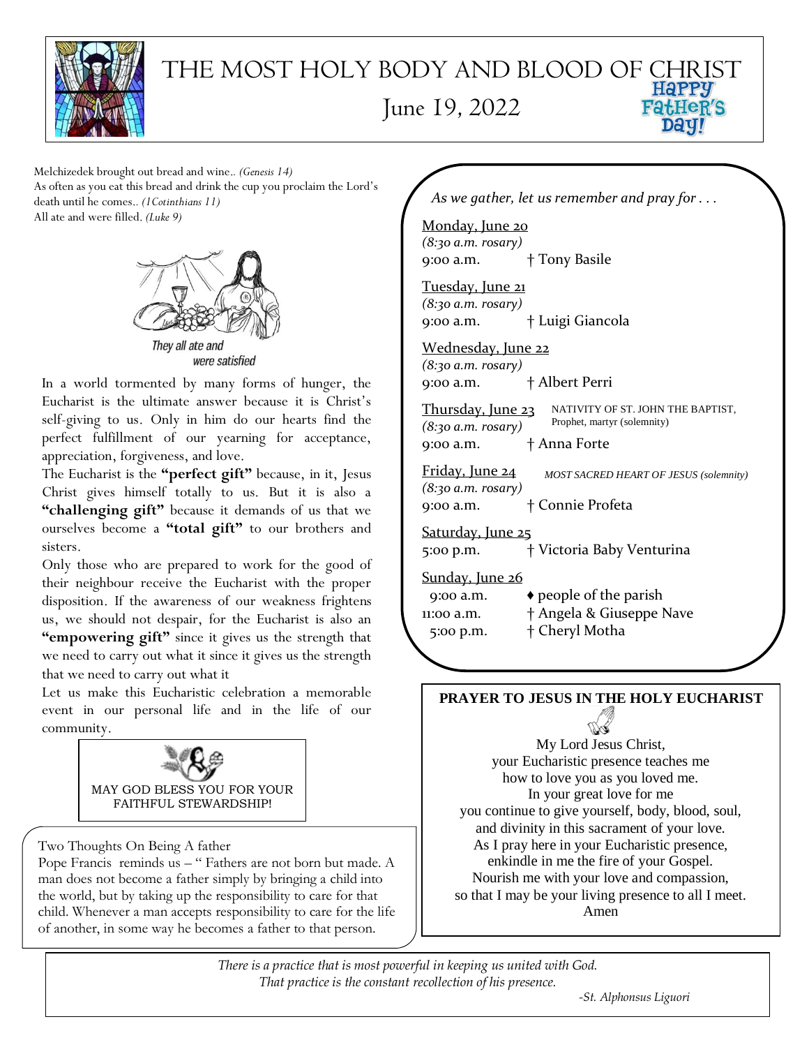# THE MOST HOLY BODY AND BLOOD OF CHRIST

## June 19, 2022

Happy Father's Day!

Melchizedek brought out bread and wine.. *(Genesis 14)*
As often as you eat this bread and drink the cup you proclaim the Lord's death until he comes.. *(1Cotinthians 11)*
All ate and were filled. *(Luke 9)*

They all ate and were satisfied

In a world tormented by many forms of hunger, the Eucharist is the ultimate answer because it is Christ's self-giving to us. Only in him do our hearts find the perfect fulfillment of our yearning for acceptance, appreciation, forgiveness, and love.

The Eucharist is the **"perfect gift"** because, in it, Jesus Christ gives himself totally to us. But it is also a **"challenging gift"** because it demands of us that we ourselves become a **"total gift"** to our brothers and sisters.

Only those who are prepared to work for the good of their neighbour receive the Eucharist with the proper disposition. If the awareness of our weakness frightens us, we should not despair, for the Eucharist is also an **"empowering gift"** since it gives us the strength that we need to carry out what it since it gives us the strength that we need to carry out what it

Let us make this Eucharistic celebration a memorable event in our personal life and in the life of our community.

MAY GOD BLESS YOU FOR YOUR FAITHFUL STEWARDSHIP!

Two Thoughts On Being A father

Pope Francis reminds us – " Fathers are not born but made. A man does not become a father simply by bringing a child into the world, but by taking up the responsibility to care for that child. Whenever a man accepts responsibility to care for the life of another, in some way he becomes a father to that person.

*As we gather, let us remember and pray for . . .*

Monday, June 20
*(8:30 a.m. rosary)*
9:00 a.m. † Tony Basile

Tuesday, June 21
*(8:30 a.m. rosary)*
9:00 a.m. † Luigi Giancola

Wednesday, June 22
*(8:30 a.m. rosary)*
9:00 a.m. † Albert Perri

Thursday, June 23 — NATIVITY OF ST. JOHN THE BAPTIST, Prophet, martyr (solemnity)
*(8:30 a.m. rosary)*
9:00 a.m. † Anna Forte

Friday, June 24 — *MOST SACRED HEART OF JESUS (solemnity)*
*(8:30 a.m. rosary)*
9:00 a.m. † Connie Profeta

Saturday, June 25
5:00 p.m. † Victoria Baby Venturina

Sunday, June 26
9:00 a.m. ♦ people of the parish
11:00 a.m. † Angela & Giuseppe Nave
5:00 p.m. † Cheryl Motha

**PRAYER TO JESUS IN THE HOLY EUCHARIST**

My Lord Jesus Christ,
your Eucharistic presence teaches me
how to love you as you loved me.
In your great love for me
you continue to give yourself, body, blood, soul,
and divinity in this sacrament of your love.
As I pray here in your Eucharistic presence,
enkindle in me the fire of your Gospel.
Nourish me with your love and compassion,
so that I may be your living presence to all I meet.
Amen

*There is a practice that is most powerful in keeping us united with God.*
*That practice is the constant recollection of his presence.*
*-St. Alphonsus Liguori*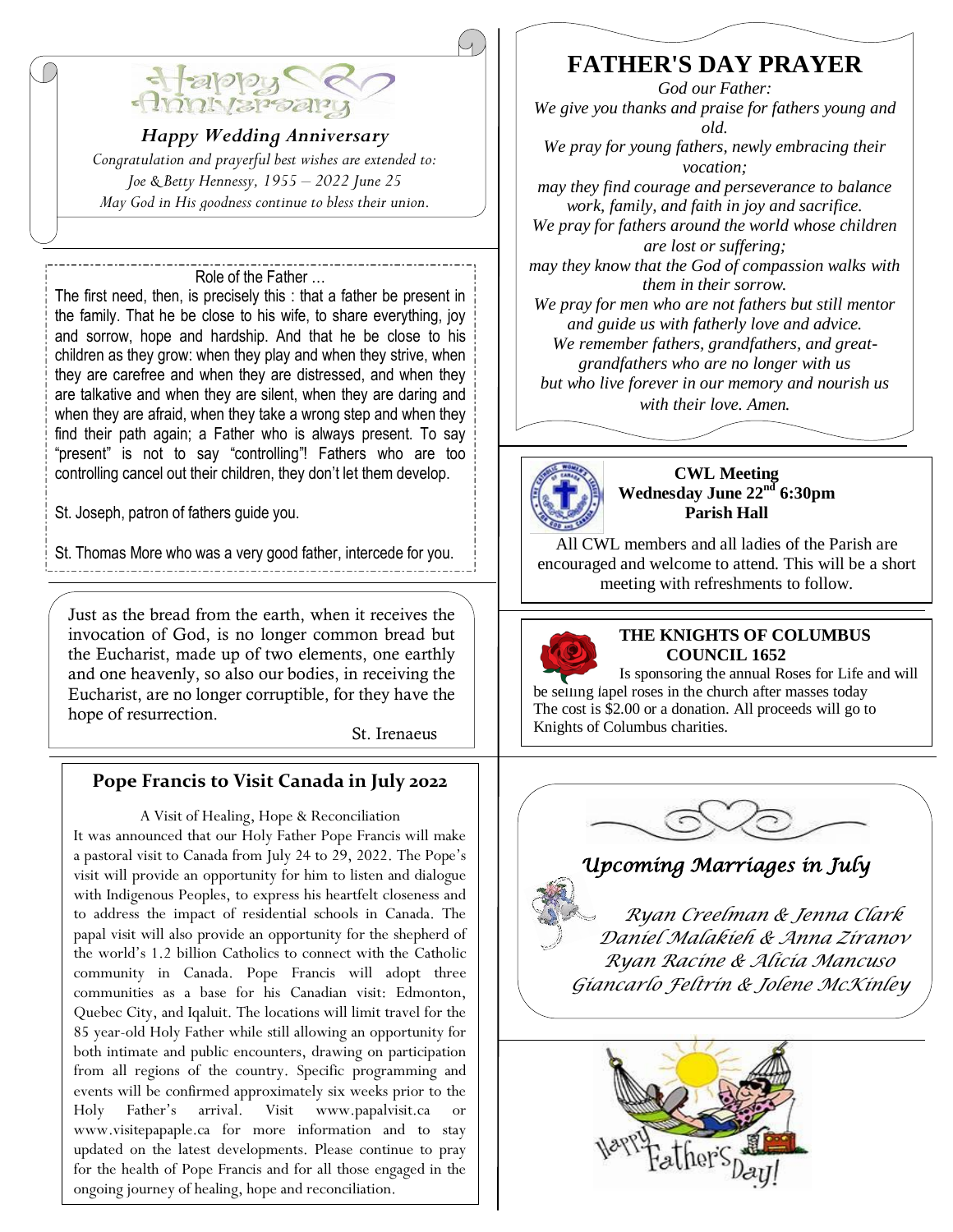Happy Anniversary

*Happy Wedding Anniversary*

*Congratulation and prayerful best wishes are extended to:*

*Joe & Betty Hennessy, 1955 – 2022 June 25*

*May God in His goodness continue to bless their union.*

Role of the Father …

The first need, then, is precisely this : that a father be present in the family. That he be close to his wife, to share everything, joy and sorrow, hope and hardship. And that he be close to his children as they grow: when they play and when they strive, when they are carefree and when they are distressed, and when they are talkative and when they are silent, when they are daring and when they are afraid, when they take a wrong step and when they find their path again; a Father who is always present. To say "present" is not to say "controlling"! Fathers who are too controlling cancel out their children, they don't let them develop.

St. Joseph, patron of fathers guide you.

St. Thomas More who was a very good father, intercede for you.

Just as the bread from the earth, when it receives the invocation of God, is no longer common bread but the Eucharist, made up of two elements, one earthly and one heavenly, so also our bodies, in receiving the Eucharist, are no longer corruptible, for they have the hope of resurrection.

St. Irenaeus

## Pope Francis to Visit Canada in July 2022

A Visit of Healing, Hope & Reconciliation

It was announced that our Holy Father Pope Francis will make a pastoral visit to Canada from July 24 to 29, 2022. The Pope's visit will provide an opportunity for him to listen and dialogue with Indigenous Peoples, to express his heartfelt closeness and to address the impact of residential schools in Canada. The papal visit will also provide an opportunity for the shepherd of the world's 1.2 billion Catholics to connect with the Catholic community in Canada. Pope Francis will adopt three communities as a base for his Canadian visit: Edmonton, Quebec City, and Iqaluit. The locations will limit travel for the 85 year-old Holy Father while still allowing an opportunity for both intimate and public encounters, drawing on participation from all regions of the country. Specific programming and events will be confirmed approximately six weeks prior to the Holy Father's arrival. Visit www.papalvisit.ca or www.visitepapaple.ca for more information and to stay updated on the latest developments. Please continue to pray for the health of Pope Francis and for all those engaged in the ongoing journey of healing, hope and reconciliation.

# FATHER'S DAY PRAYER

*God our Father:*
*We give you thanks and praise for fathers young and old.*
*We pray for young fathers, newly embracing their vocation;*
*may they find courage and perseverance to balance work, family, and faith in joy and sacrifice.*
*We pray for fathers around the world whose children are lost or suffering;*
*may they know that the God of compassion walks with them in their sorrow.*
*We pray for men who are not fathers but still mentor and guide us with fatherly love and advice.*
*We remember fathers, grandfathers, and great-grandfathers who are no longer with us*
*but who live forever in our memory and nourish us with their love. Amen.*

**CWL Meeting**
**Wednesday June 22nd 6:30pm**
**Parish Hall**

All CWL members and all ladies of the Parish are encouraged and welcome to attend. This will be a short meeting with refreshments to follow.

**THE KNIGHTS OF COLUMBUS COUNCIL 1652**

Is sponsoring the annual Roses for Life and will be selling lapel roses in the church after masses today The cost is $2.00 or a donation. All proceeds will go to Knights of Columbus charities.

*Upcoming Marriages in July*

*Ryan Creelman & Jenna Clark*
*Daniel Malakieh & Anna Ziranov*
*Ryan Racine & Alicia Mancuso*
*Giancarlo Feltrin & Jolene McKinley*

Happy Father's Day!